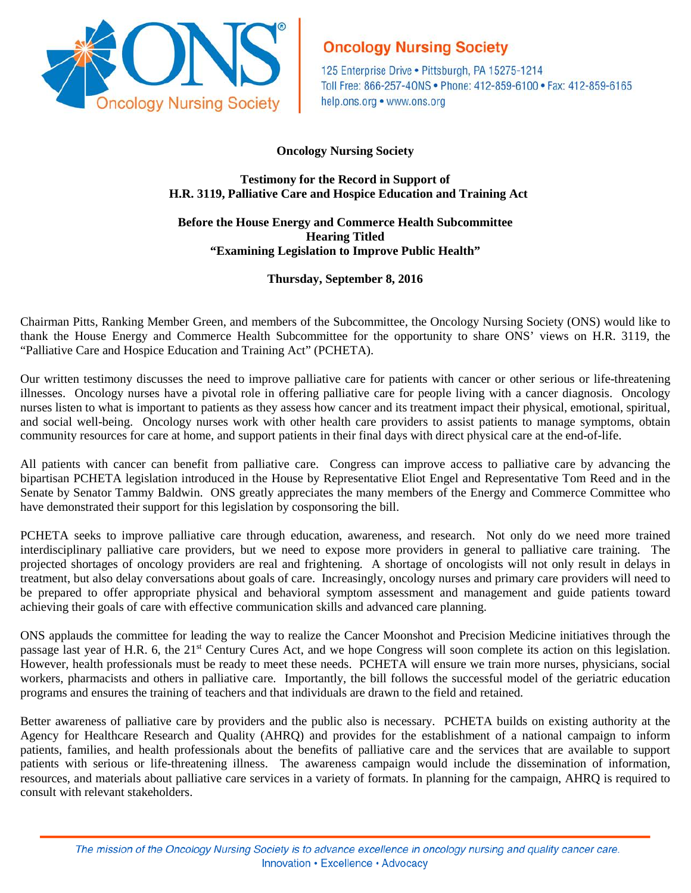**Oncology Nursing Society**

125 Enterprise Drive • Pittsburgh, PA 15275-1214
Toll Free: 866-257-4ONS • Phone: 412-859-6100 • Fax: 412-859-6165
help.ons.org • www.ons.org

**Oncology Nursing Society**

**Testimony for the Record in Support of**
**H.R. 3119, Palliative Care and Hospice Education and Training Act**

**Before the House Energy and Commerce Health Subcommittee**
**Hearing Titled**
**"Examining Legislation to Improve Public Health"**

**Thursday, September 8, 2016**

Chairman Pitts, Ranking Member Green, and members of the Subcommittee, the Oncology Nursing Society (ONS) would like to thank the House Energy and Commerce Health Subcommittee for the opportunity to share ONS' views on H.R. 3119, the "Palliative Care and Hospice Education and Training Act" (PCHETA).

Our written testimony discusses the need to improve palliative care for patients with cancer or other serious or life-threatening illnesses. Oncology nurses have a pivotal role in offering palliative care for people living with a cancer diagnosis. Oncology nurses listen to what is important to patients as they assess how cancer and its treatment impact their physical, emotional, spiritual, and social well-being. Oncology nurses work with other health care providers to assist patients to manage symptoms, obtain community resources for care at home, and support patients in their final days with direct physical care at the end-of-life.

All patients with cancer can benefit from palliative care. Congress can improve access to palliative care by advancing the bipartisan PCHETA legislation introduced in the House by Representative Eliot Engel and Representative Tom Reed and in the Senate by Senator Tammy Baldwin. ONS greatly appreciates the many members of the Energy and Commerce Committee who have demonstrated their support for this legislation by cosponsoring the bill.

PCHETA seeks to improve palliative care through education, awareness, and research. Not only do we need more trained interdisciplinary palliative care providers, but we need to expose more providers in general to palliative care training. The projected shortages of oncology providers are real and frightening. A shortage of oncologists will not only result in delays in treatment, but also delay conversations about goals of care. Increasingly, oncology nurses and primary care providers will need to be prepared to offer appropriate physical and behavioral symptom assessment and management and guide patients toward achieving their goals of care with effective communication skills and advanced care planning.

ONS applauds the committee for leading the way to realize the Cancer Moonshot and Precision Medicine initiatives through the passage last year of H.R. 6, the 21st Century Cures Act, and we hope Congress will soon complete its action on this legislation. However, health professionals must be ready to meet these needs. PCHETA will ensure we train more nurses, physicians, social workers, pharmacists and others in palliative care. Importantly, the bill follows the successful model of the geriatric education programs and ensures the training of teachers and that individuals are drawn to the field and retained.

Better awareness of palliative care by providers and the public also is necessary. PCHETA builds on existing authority at the Agency for Healthcare Research and Quality (AHRQ) and provides for the establishment of a national campaign to inform patients, families, and health professionals about the benefits of palliative care and the services that are available to support patients with serious or life-threatening illness. The awareness campaign would include the dissemination of information, resources, and materials about palliative care services in a variety of formats. In planning for the campaign, AHRQ is required to consult with relevant stakeholders.

*The mission of the Oncology Nursing Society is to advance excellence in oncology nursing and quality cancer care.*
Innovation • Excellence • Advocacy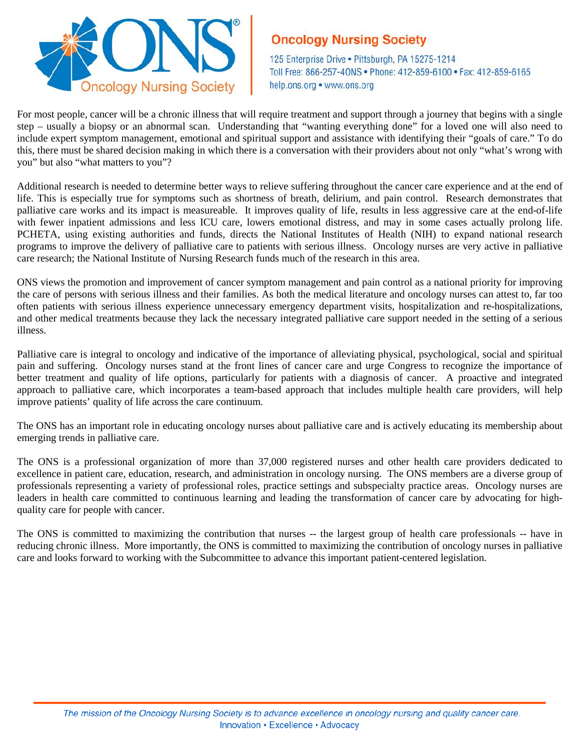For most people, cancer will be a chronic illness that will require treatment and support through a journey that begins with a single step – usually a biopsy or an abnormal scan. Understanding that "wanting everything done" for a loved one will also need to include expert symptom management, emotional and spiritual support and assistance with identifying their "goals of care." To do this, there must be shared decision making in which there is a conversation with their providers about not only "what's wrong with you" but also "what matters to you"?

Additional research is needed to determine better ways to relieve suffering throughout the cancer care experience and at the end of life. This is especially true for symptoms such as shortness of breath, delirium, and pain control. Research demonstrates that palliative care works and its impact is measureable. It improves quality of life, results in less aggressive care at the end-of-life with fewer inpatient admissions and less ICU care, lowers emotional distress, and may in some cases actually prolong life. PCHETA, using existing authorities and funds, directs the National Institutes of Health (NIH) to expand national research programs to improve the delivery of palliative care to patients with serious illness. Oncology nurses are very active in palliative care research; the National Institute of Nursing Research funds much of the research in this area.

ONS views the promotion and improvement of cancer symptom management and pain control as a national priority for improving the care of persons with serious illness and their families. As both the medical literature and oncology nurses can attest to, far too often patients with serious illness experience unnecessary emergency department visits, hospitalization and re-hospitalizations, and other medical treatments because they lack the necessary integrated palliative care support needed in the setting of a serious illness.

Palliative care is integral to oncology and indicative of the importance of alleviating physical, psychological, social and spiritual pain and suffering. Oncology nurses stand at the front lines of cancer care and urge Congress to recognize the importance of better treatment and quality of life options, particularly for patients with a diagnosis of cancer. A proactive and integrated approach to palliative care, which incorporates a team-based approach that includes multiple health care providers, will help improve patients' quality of life across the care continuum.

The ONS has an important role in educating oncology nurses about palliative care and is actively educating its membership about emerging trends in palliative care.

The ONS is a professional organization of more than 37,000 registered nurses and other health care providers dedicated to excellence in patient care, education, research, and administration in oncology nursing. The ONS members are a diverse group of professionals representing a variety of professional roles, practice settings and subspecialty practice areas. Oncology nurses are leaders in health care committed to continuous learning and leading the transformation of cancer care by advocating for high-quality care for people with cancer.

The ONS is committed to maximizing the contribution that nurses -- the largest group of health care professionals -- have in reducing chronic illness. More importantly, the ONS is committed to maximizing the contribution of oncology nurses in palliative care and looks forward to working with the Subcommittee to advance this important patient-centered legislation.